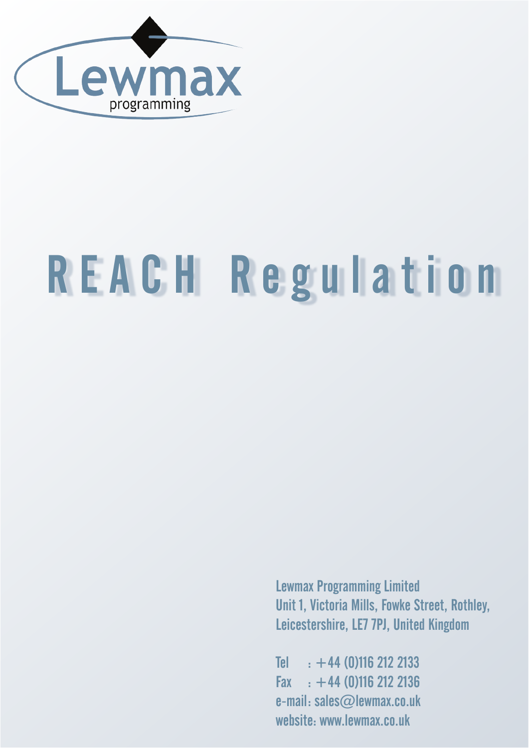Lewmax

programming

# REACH Regulation

Lewmax Programming Limited
Unit 1, Victoria Mills, Fowke Street, Rothley,
Leicestershire, LE7 7PJ, United Kingdom

Tel : +44 (0)116 212 2133
Fax : +44 (0)116 212 2136
e-mail: sales@lewmax.co.uk
website: www.lewmax.co.uk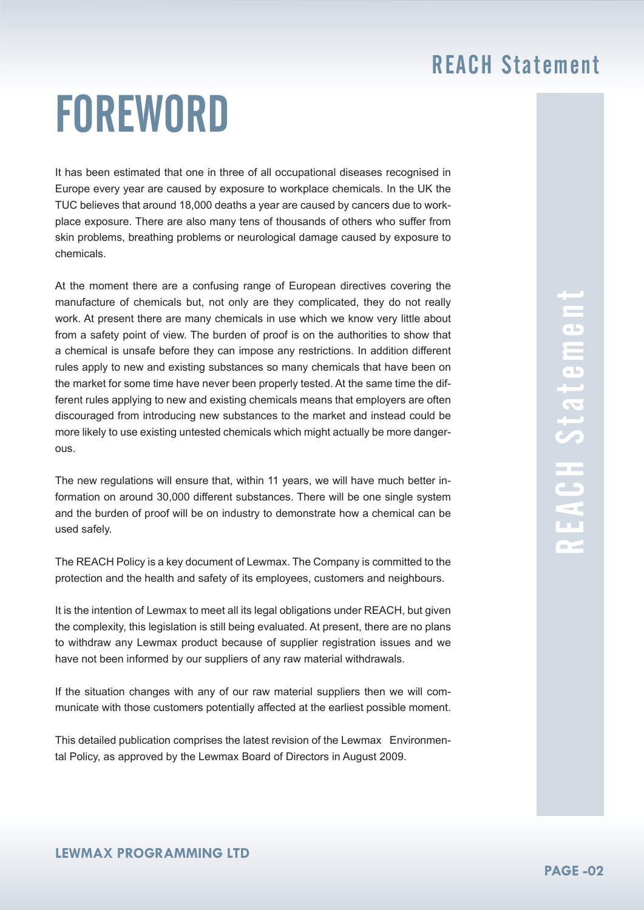# FOREWORD

It has been estimated that one in three of all occupational diseases recognised in Europe every year are caused by exposure to workplace chemicals. In the UK the TUC believes that around 18,000 deaths a year are caused by cancers due to workplace exposure. There are also many tens of thousands of others who suffer from skin problems, breathing problems or neurological damage caused by exposure to chemicals.

At the moment there are a confusing range of European directives covering the manufacture of chemicals but, not only are they complicated, they do not really work. At present there are many chemicals in use which we know very little about from a safety point of view. The burden of proof is on the authorities to show that a chemical is unsafe before they can impose any restrictions. In addition different rules apply to new and existing substances so many chemicals that have been on the market for some time have never been properly tested. At the same time the different rules applying to new and existing chemicals means that employers are often discouraged from introducing new substances to the market and instead could be more likely to use existing untested chemicals which might actually be more dangerous.

The new regulations will ensure that, within 11 years, we will have much better information on around 30,000 different substances. There will be one single system and the burden of proof will be on industry to demonstrate how a chemical can be used safely.

The REACH Policy is a key document of Lewmax. The Company is committed to the protection and the health and safety of its employees, customers and neighbours.

It is the intention of Lewmax to meet all its legal obligations under REACH, but given the complexity, this legislation is still being evaluated. At present, there are no plans to withdraw any Lewmax product because of supplier registration issues and we have not been informed by our suppliers of any raw material withdrawals.

If the situation changes with any of our raw material suppliers then we will communicate with those customers potentially affected at the earliest possible moment.

This detailed publication comprises the latest revision of the Lewmax Environmental Policy, as approved by the Lewmax Board of Directors in August 2009.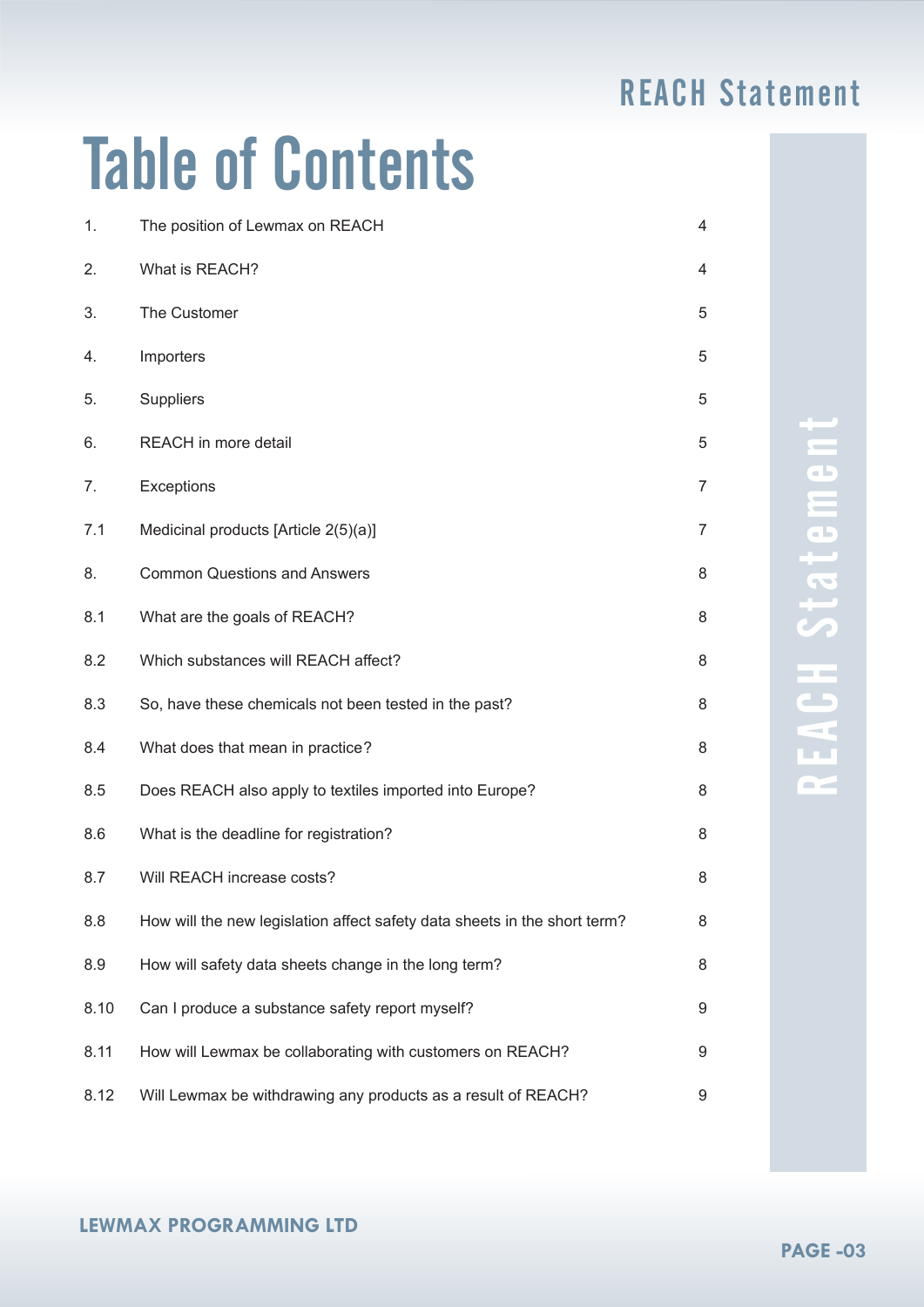# Table of Contents

| | | |
|---|---|---|
| 1. | The position of Lewmax on REACH | 4 |
| 2. | What is REACH? | 4 |
| 3. | The Customer | 5 |
| 4. | Importers | 5 |
| 5. | Suppliers | 5 |
| 6. | REACH in more detail | 5 |
| 7. | Exceptions | 7 |
| 7.1 | Medicinal products [Article 2(5)(a)] | 7 |
| 8. | Common Questions and Answers | 8 |
| 8.1 | What are the goals of REACH? | 8 |
| 8.2 | Which substances will REACH affect? | 8 |
| 8.3 | So, have these chemicals not been tested in the past? | 8 |
| 8.4 | What does that mean in practice? | 8 |
| 8.5 | Does REACH also apply to textiles imported into Europe? | 8 |
| 8.6 | What is the deadline for registration? | 8 |
| 8.7 | Will REACH increase costs? | 8 |
| 8.8 | How will the new legislation affect safety data sheets in the short term? | 8 |
| 8.9 | How will safety data sheets change in the long term? | 8 |
| 8.10 | Can I produce a substance safety report myself? | 9 |
| 8.11 | How will Lewmax be collaborating with customers on REACH? | 9 |
| 8.12 | Will Lewmax be withdrawing any products as a result of REACH? | 9 |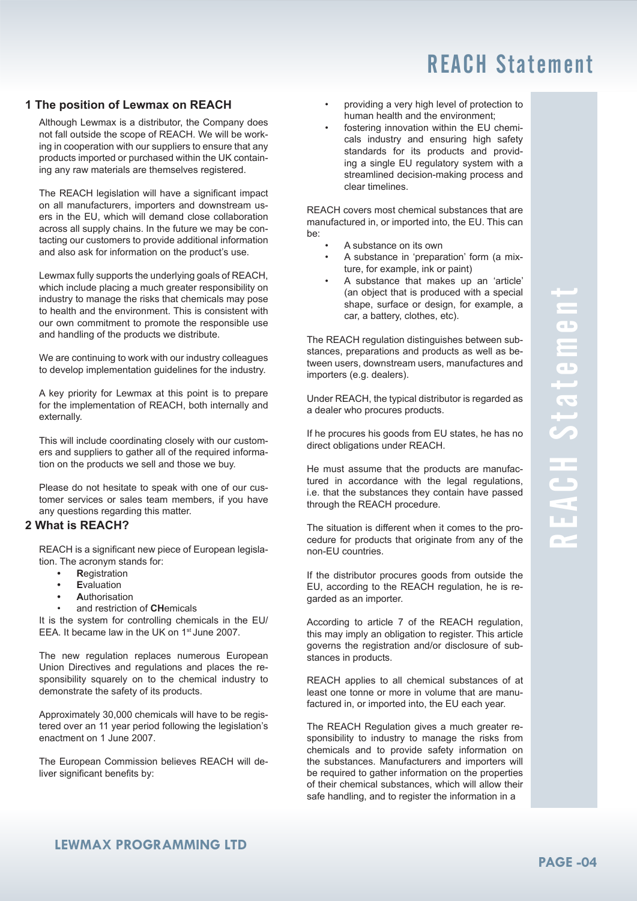# REACH Statement

## 1 The position of Lewmax on REACH

Although Lewmax is a distributor, the Company does not fall outside the scope of REACH. We will be working in cooperation with our suppliers to ensure that any products imported or purchased within the UK containing any raw materials are themselves registered.

The REACH legislation will have a significant impact on all manufacturers, importers and downstream users in the EU, which will demand close collaboration across all supply chains. In the future we may be contacting our customers to provide additional information and also ask for information on the product's use.

Lewmax fully supports the underlying goals of REACH, which include placing a much greater responsibility on industry to manage the risks that chemicals may pose to health and the environment. This is consistent with our own commitment to promote the responsible use and handling of the products we distribute.

We are continuing to work with our industry colleagues to develop implementation guidelines for the industry.

A key priority for Lewmax at this point is to prepare for the implementation of REACH, both internally and externally.

This will include coordinating closely with our customers and suppliers to gather all of the required information on the products we sell and those we buy.

Please do not hesitate to speak with one of our customer services or sales team members, if you have any questions regarding this matter.

## 2 What is REACH?

REACH is a significant new piece of European legislation. The acronym stands for:

- **R**egistration
- **E**valuation
- **A**uthorisation
- and restriction of **CH**emicals

It is the system for controlling chemicals in the EU/EEA. It became law in the UK on 1st June 2007.

The new regulation replaces numerous European Union Directives and regulations and places the responsibility squarely on to the chemical industry to demonstrate the safety of its products.

Approximately 30,000 chemicals will have to be registered over an 11 year period following the legislation's enactment on 1 June 2007.

The European Commission believes REACH will deliver significant benefits by:

- providing a very high level of protection to human health and the environment;
- fostering innovation within the EU chemicals industry and ensuring high safety standards for its products and providing a single EU regulatory system with a streamlined decision-making process and clear timelines.

REACH covers most chemical substances that are manufactured in, or imported into, the EU. This can be:

- A substance on its own
- A substance in 'preparation' form (a mixture, for example, ink or paint)
- A substance that makes up an 'article' (an object that is produced with a special shape, surface or design, for example, a car, a battery, clothes, etc).

The REACH regulation distinguishes between substances, preparations and products as well as between users, downstream users, manufactures and importers (e.g. dealers).

Under REACH, the typical distributor is regarded as a dealer who procures products.

If he procures his goods from EU states, he has no direct obligations under REACH.

He must assume that the products are manufactured in accordance with the legal regulations, i.e. that the substances they contain have passed through the REACH procedure.

The situation is different when it comes to the procedure for products that originate from any of the non-EU countries.

If the distributor procures goods from outside the EU, according to the REACH regulation, he is regarded as an importer.

According to article 7 of the REACH regulation, this may imply an obligation to register. This article governs the registration and/or disclosure of substances in products.

REACH applies to all chemical substances of at least one tonne or more in volume that are manufactured in, or imported into, the EU each year.

The REACH Regulation gives a much greater responsibility to industry to manage the risks from chemicals and to provide safety information on the substances. Manufacturers and importers will be required to gather information on the properties of their chemical substances, which will allow their safe handling, and to register the information in a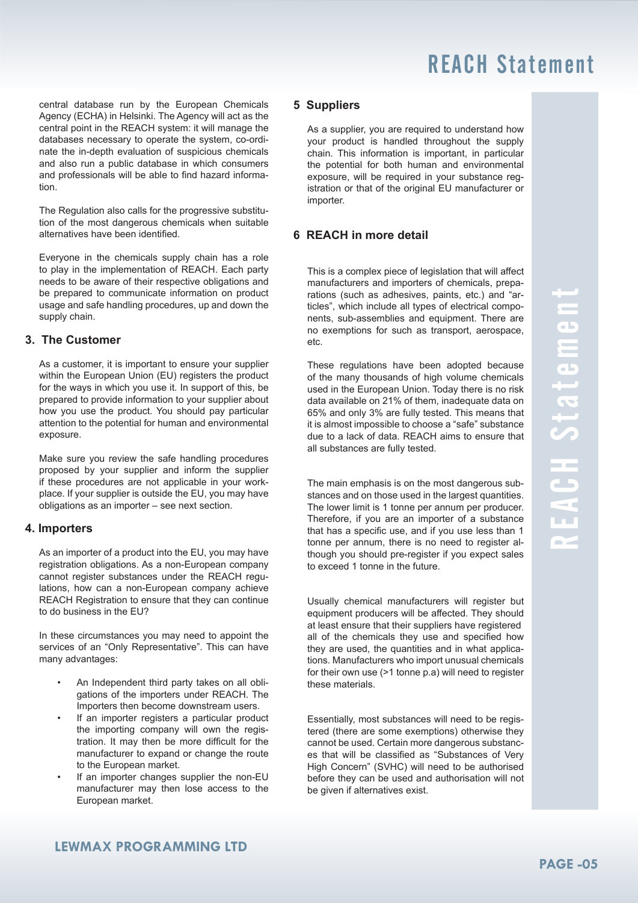central database run by the European Chemicals Agency (ECHA) in Helsinki. The Agency will act as the central point in the REACH system: it will manage the databases necessary to operate the system, co-ordinate the in-depth evaluation of suspicious chemicals and also run a public database in which consumers and professionals will be able to find hazard information.

The Regulation also calls for the progressive substitution of the most dangerous chemicals when suitable alternatives have been identified.

Everyone in the chemicals supply chain has a role to play in the implementation of REACH. Each party needs to be aware of their respective obligations and be prepared to communicate information on product usage and safe handling procedures, up and down the supply chain.

## 3. The Customer

As a customer, it is important to ensure your supplier within the European Union (EU) registers the product for the ways in which you use it. In support of this, be prepared to provide information to your supplier about how you use the product. You should pay particular attention to the potential for human and environmental exposure.

Make sure you review the safe handling procedures proposed by your supplier and inform the supplier if these procedures are not applicable in your workplace. If your supplier is outside the EU, you may have obligations as an importer – see next section.

## 4. Importers

As an importer of a product into the EU, you may have registration obligations. As a non-European company cannot register substances under the REACH regulations, how can a non-European company achieve REACH Registration to ensure that they can continue to do business in the EU?

In these circumstances you may need to appoint the services of an "Only Representative". This can have many advantages:

- An Independent third party takes on all obligations of the importers under REACH. The Importers then become downstream users.
- If an importer registers a particular product the importing company will own the registration. It may then be more difficult for the manufacturer to expand or change the route to the European market.
- If an importer changes supplier the non-EU manufacturer may then lose access to the European market.

## 5 Suppliers

As a supplier, you are required to understand how your product is handled throughout the supply chain. This information is important, in particular the potential for both human and environmental exposure, will be required in your substance registration or that of the original EU manufacturer or importer.

## 6 REACH in more detail

This is a complex piece of legislation that will affect manufacturers and importers of chemicals, preparations (such as adhesives, paints, etc.) and "articles", which include all types of electrical components, sub-assemblies and equipment. There are no exemptions for such as transport, aerospace, etc.

These regulations have been adopted because of the many thousands of high volume chemicals used in the European Union. Today there is no risk data available on 21% of them, inadequate data on 65% and only 3% are fully tested. This means that it is almost impossible to choose a "safe" substance due to a lack of data. REACH aims to ensure that all substances are fully tested.

The main emphasis is on the most dangerous substances and on those used in the largest quantities. The lower limit is 1 tonne per annum per producer. Therefore, if you are an importer of a substance that has a specific use, and if you use less than 1 tonne per annum, there is no need to register although you should pre-register if you expect sales to exceed 1 tonne in the future.

Usually chemical manufacturers will register but equipment producers will be affected. They should at least ensure that their suppliers have registered all of the chemicals they use and specified how they are used, the quantities and in what applications. Manufacturers who import unusual chemicals for their own use (>1 tonne p.a) will need to register these materials.

Essentially, most substances will need to be registered (there are some exemptions) otherwise they cannot be used. Certain more dangerous substances that will be classified as "Substances of Very High Concern" (SVHC) will need to be authorised before they can be used and authorisation will not be given if alternatives exist.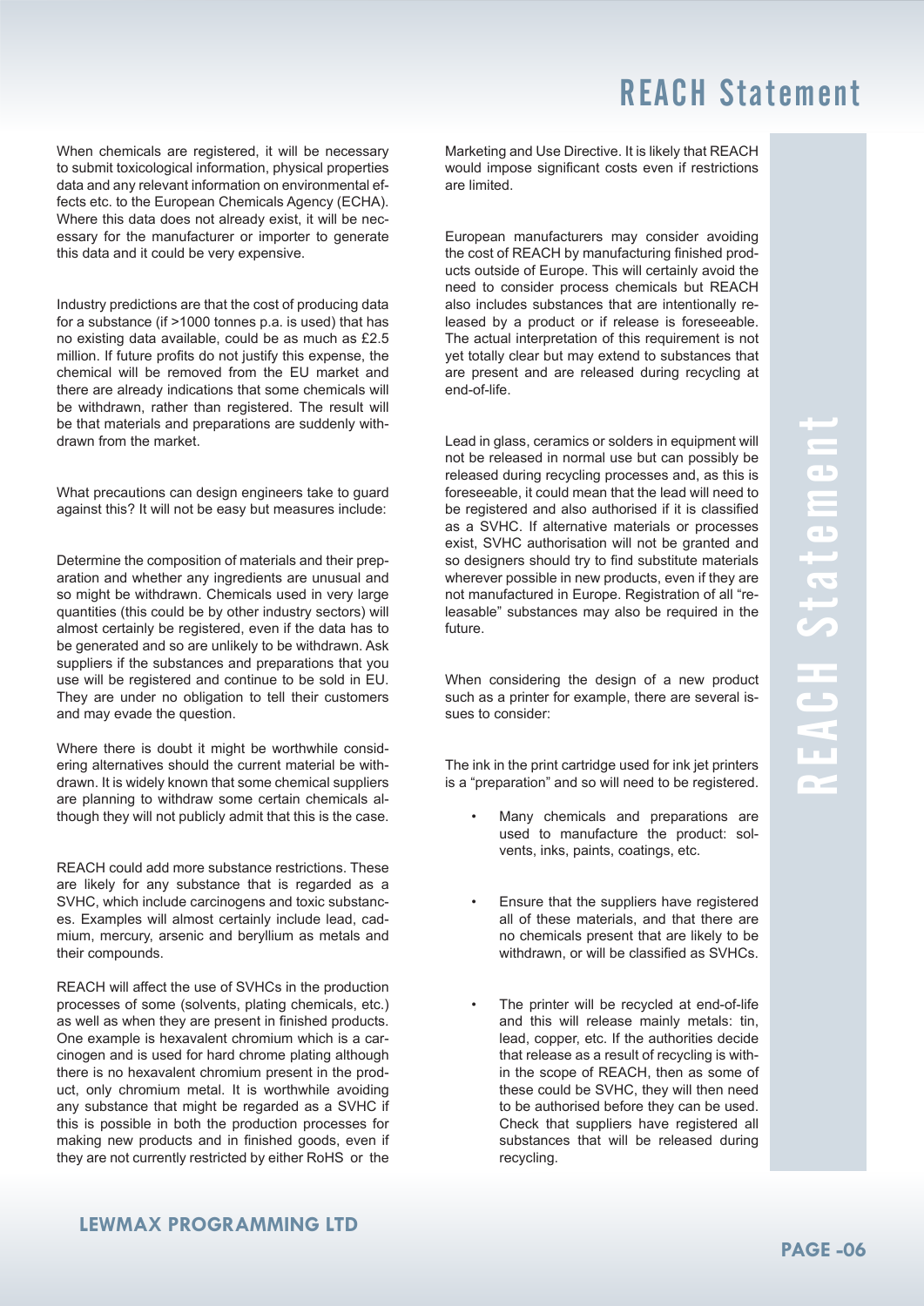When chemicals are registered, it will be necessary to submit toxicological information, physical properties data and any relevant information on environmental effects etc. to the European Chemicals Agency (ECHA). Where this data does not already exist, it will be necessary for the manufacturer or importer to generate this data and it could be very expensive.

Industry predictions are that the cost of producing data for a substance (if >1000 tonnes p.a. is used) that has no existing data available, could be as much as £2.5 million. If future profits do not justify this expense, the chemical will be removed from the EU market and there are already indications that some chemicals will be withdrawn, rather than registered. The result will be that materials and preparations are suddenly withdrawn from the market.

What precautions can design engineers take to guard against this? It will not be easy but measures include:

Determine the composition of materials and their preparation and whether any ingredients are unusual and so might be withdrawn. Chemicals used in very large quantities (this could be by other industry sectors) will almost certainly be registered, even if the data has to be generated and so are unlikely to be withdrawn. Ask suppliers if the substances and preparations that you use will be registered and continue to be sold in EU. They are under no obligation to tell their customers and may evade the question.

Where there is doubt it might be worthwhile considering alternatives should the current material be withdrawn. It is widely known that some chemical suppliers are planning to withdraw some certain chemicals although they will not publicly admit that this is the case.

REACH could add more substance restrictions. These are likely for any substance that is regarded as a SVHC, which include carcinogens and toxic substances. Examples will almost certainly include lead, cadmium, mercury, arsenic and beryllium as metals and their compounds.

REACH will affect the use of SVHCs in the production processes of some (solvents, plating chemicals, etc.) as well as when they are present in finished products. One example is hexavalent chromium which is a carcinogen and is used for hard chrome plating although there is no hexavalent chromium present in the product, only chromium metal. It is worthwhile avoiding any substance that might be regarded as a SVHC if this is possible in both the production processes for making new products and in finished goods, even if they are not currently restricted by either RoHS or the Marketing and Use Directive. It is likely that REACH would impose significant costs even if restrictions are limited.

European manufacturers may consider avoiding the cost of REACH by manufacturing finished products outside of Europe. This will certainly avoid the need to consider process chemicals but REACH also includes substances that are intentionally released by a product or if release is foreseeable. The actual interpretation of this requirement is not yet totally clear but may extend to substances that are present and are released during recycling at end-of-life.

Lead in glass, ceramics or solders in equipment will not be released in normal use but can possibly be released during recycling processes and, as this is foreseeable, it could mean that the lead will need to be registered and also authorised if it is classified as a SVHC. If alternative materials or processes exist, SVHC authorisation will not be granted and so designers should try to find substitute materials wherever possible in new products, even if they are not manufactured in Europe. Registration of all "releasable" substances may also be required in the future.

When considering the design of a new product such as a printer for example, there are several issues to consider:

The ink in the print cartridge used for ink jet printers is a "preparation" and so will need to be registered.

- Many chemicals and preparations are used to manufacture the product: solvents, inks, paints, coatings, etc.
- Ensure that the suppliers have registered all of these materials, and that there are no chemicals present that are likely to be withdrawn, or will be classified as SVHCs.
- The printer will be recycled at end-of-life and this will release mainly metals: tin, lead, copper, etc. If the authorities decide that release as a result of recycling is within the scope of REACH, then as some of these could be SVHC, they will then need to be authorised before they can be used. Check that suppliers have registered all substances that will be released during recycling.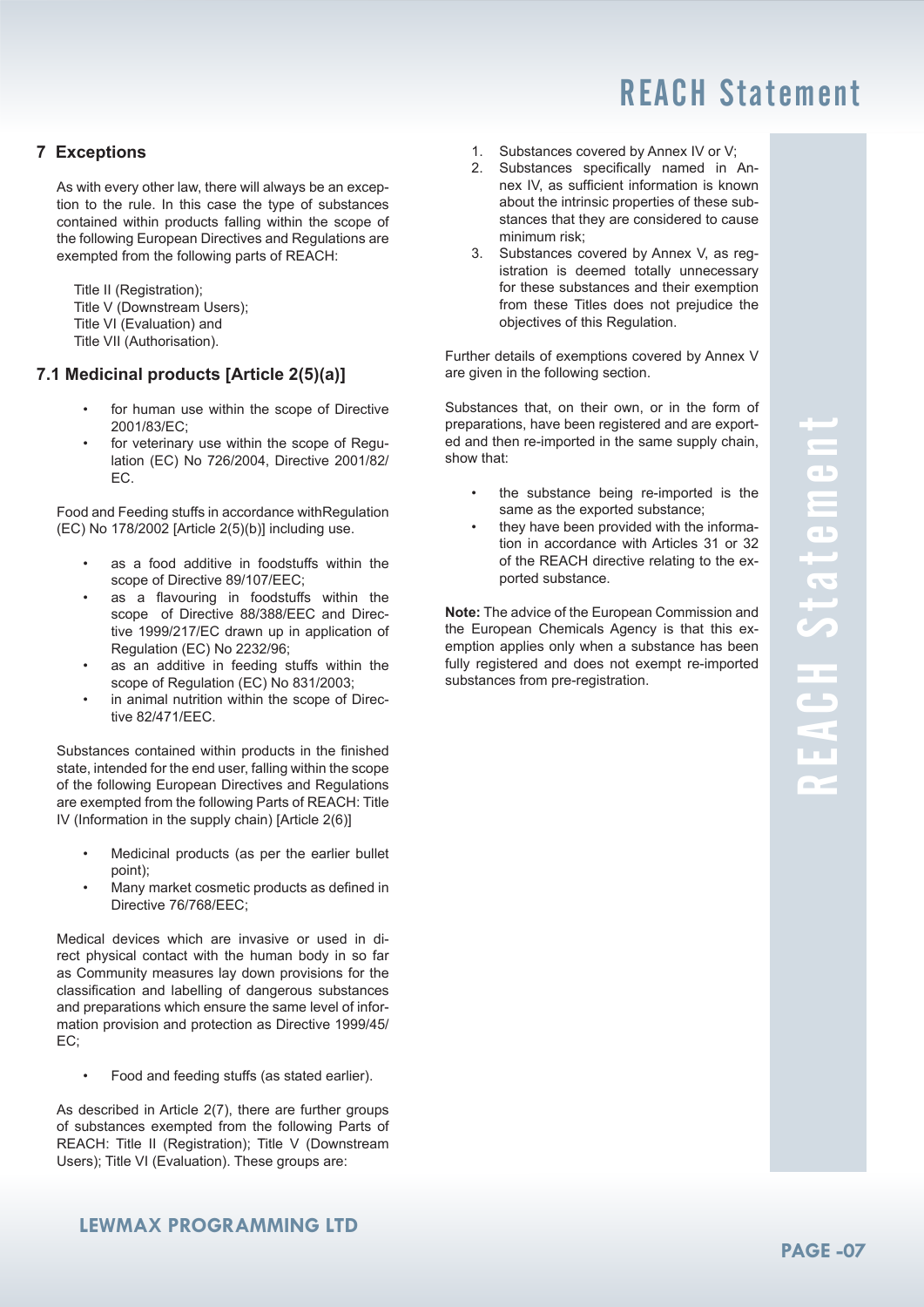## 7 Exceptions

As with every other law, there will always be an exception to the rule. In this case the type of substances contained within products falling within the scope of the following European Directives and Regulations are exempted from the following parts of REACH:

Title II (Registration);
Title V (Downstream Users);
Title VI (Evaluation) and
Title VII (Authorisation).

### 7.1 Medicinal products [Article 2(5)(a)]

- for human use within the scope of Directive 2001/83/EC;
- for veterinary use within the scope of Regulation (EC) No 726/2004, Directive 2001/82/EC.

Food and Feeding stuffs in accordance withRegulation (EC) No 178/2002 [Article 2(5)(b)] including use.

- as a food additive in foodstuffs within the scope of Directive 89/107/EEC;
- as a flavouring in foodstuffs within the scope of Directive 88/388/EEC and Directive 1999/217/EC drawn up in application of Regulation (EC) No 2232/96;
- as an additive in feeding stuffs within the scope of Regulation (EC) No 831/2003;
- in animal nutrition within the scope of Directive 82/471/EEC.

Substances contained within products in the finished state, intended for the end user, falling within the scope of the following European Directives and Regulations are exempted from the following Parts of REACH: Title IV (Information in the supply chain) [Article 2(6)]

- Medicinal products (as per the earlier bullet point);
- Many market cosmetic products as defined in Directive 76/768/EEC;

Medical devices which are invasive or used in direct physical contact with the human body in so far as Community measures lay down provisions for the classification and labelling of dangerous substances and preparations which ensure the same level of information provision and protection as Directive 1999/45/EC;

- Food and feeding stuffs (as stated earlier).

As described in Article 2(7), there are further groups of substances exempted from the following Parts of REACH: Title II (Registration); Title V (Downstream Users); Title VI (Evaluation). These groups are:

1. Substances covered by Annex IV or V;
2. Substances specifically named in Annex IV, as sufficient information is known about the intrinsic properties of these substances that they are considered to cause minimum risk;
3. Substances covered by Annex V, as registration is deemed totally unnecessary for these substances and their exemption from these Titles does not prejudice the objectives of this Regulation.

Further details of exemptions covered by Annex V are given in the following section.

Substances that, on their own, or in the form of preparations, have been registered and are exported and then re-imported in the same supply chain, show that:

- the substance being re-imported is the same as the exported substance;
- they have been provided with the information in accordance with Articles 31 or 32 of the REACH directive relating to the exported substance.

**Note:** The advice of the European Commission and the European Chemicals Agency is that this exemption applies only when a substance has been fully registered and does not exempt re-imported substances from pre-registration.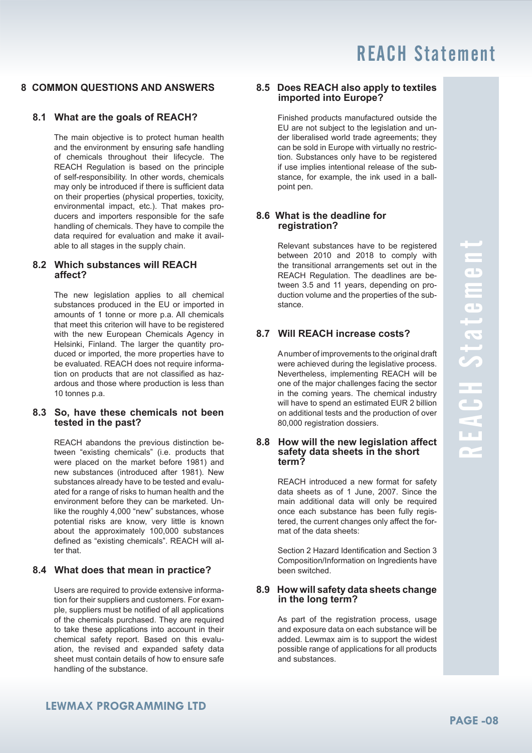## 8 COMMON QUESTIONS AND ANSWERS

### 8.1 What are the goals of REACH?

The main objective is to protect human health and the environment by ensuring safe handling of chemicals throughout their lifecycle. The REACH Regulation is based on the principle of self-responsibility. In other words, chemicals may only be introduced if there is sufficient data on their properties (physical properties, toxicity, environmental impact, etc.). That makes producers and importers responsible for the safe handling of chemicals. They have to compile the data required for evaluation and make it available to all stages in the supply chain.

### 8.2 Which substances will REACH affect?

The new legislation applies to all chemical substances produced in the EU or imported in amounts of 1 tonne or more p.a. All chemicals that meet this criterion will have to be registered with the new European Chemicals Agency in Helsinki, Finland. The larger the quantity produced or imported, the more properties have to be evaluated. REACH does not require information on products that are not classified as hazardous and those where production is less than 10 tonnes p.a.

### 8.3 So, have these chemicals not been tested in the past?

REACH abandons the previous distinction between "existing chemicals" (i.e. products that were placed on the market before 1981) and new substances (introduced after 1981). New substances already have to be tested and evaluated for a range of risks to human health and the environment before they can be marketed. Unlike the roughly 4,000 "new" substances, whose potential risks are know, very little is known about the approximately 100,000 substances defined as "existing chemicals". REACH will alter that.

### 8.4 What does that mean in practice?

Users are required to provide extensive information for their suppliers and customers. For example, suppliers must be notified of all applications of the chemicals purchased. They are required to take these applications into account in their chemical safety report. Based on this evaluation, the revised and expanded safety data sheet must contain details of how to ensure safe handling of the substance.

### 8.5 Does REACH also apply to textiles imported into Europe?

Finished products manufactured outside the EU are not subject to the legislation and under liberalised world trade agreements; they can be sold in Europe with virtually no restriction. Substances only have to be registered if use implies intentional release of the substance, for example, the ink used in a ballpoint pen.

### 8.6 What is the deadline for registration?

Relevant substances have to be registered between 2010 and 2018 to comply with the transitional arrangements set out in the REACH Regulation. The deadlines are between 3.5 and 11 years, depending on production volume and the properties of the substance.

### 8.7 Will REACH increase costs?

A number of improvements to the original draft were achieved during the legislative process. Nevertheless, implementing REACH will be one of the major challenges facing the sector in the coming years. The chemical industry will have to spend an estimated EUR 2 billion on additional tests and the production of over 80,000 registration dossiers.

### 8.8 How will the new legislation affect safety data sheets in the short term?

REACH introduced a new format for safety data sheets as of 1 June, 2007. Since the main additional data will only be required once each substance has been fully registered, the current changes only affect the format of the data sheets:

Section 2 Hazard Identification and Section 3 Composition/Information on Ingredients have been switched.

### 8.9 How will safety data sheets change in the long term?

As part of the registration process, usage and exposure data on each substance will be added. Lewmax aim is to support the widest possible range of applications for all products and substances.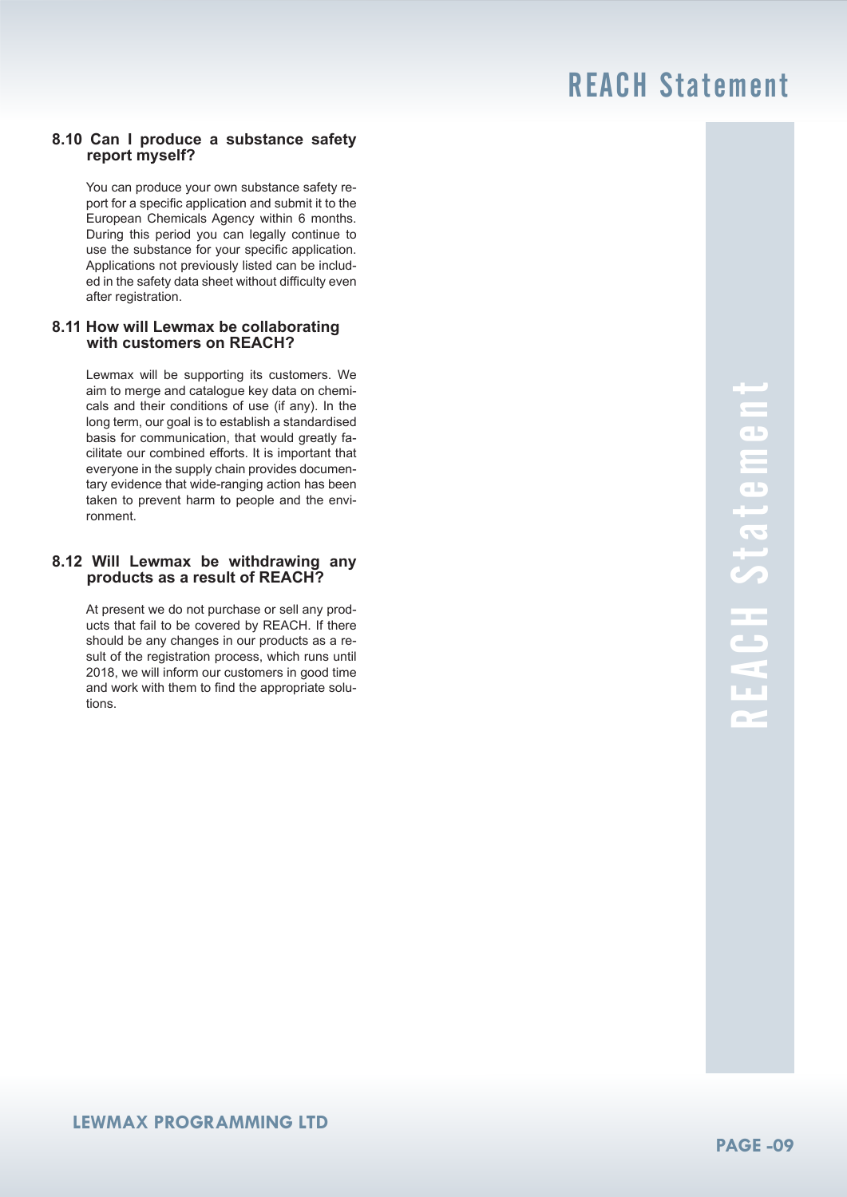## 8.10 Can I produce a substance safety report myself?

You can produce your own substance safety report for a specific application and submit it to the European Chemicals Agency within 6 months. During this period you can legally continue to use the substance for your specific application. Applications not previously listed can be included in the safety data sheet without difficulty even after registration.

## 8.11 How will Lewmax be collaborating with customers on REACH?

Lewmax will be supporting its customers. We aim to merge and catalogue key data on chemicals and their conditions of use (if any). In the long term, our goal is to establish a standardised basis for communication, that would greatly facilitate our combined efforts. It is important that everyone in the supply chain provides documentary evidence that wide-ranging action has been taken to prevent harm to people and the environment.

## 8.12 Will Lewmax be withdrawing any products as a result of REACH?

At present we do not purchase or sell any products that fail to be covered by REACH. If there should be any changes in our products as a result of the registration process, which runs until 2018, we will inform our customers in good time and work with them to find the appropriate solutions.